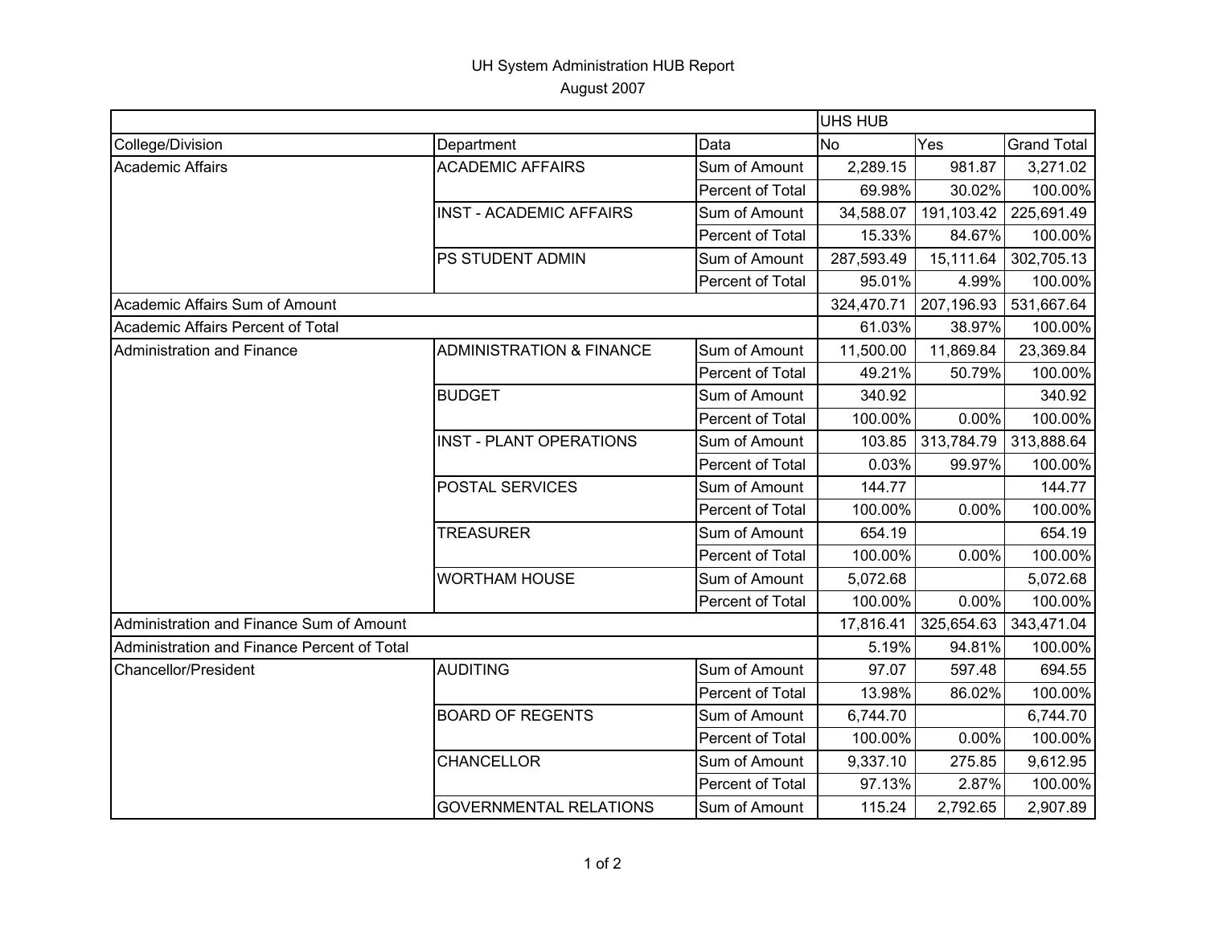# UH System Administration HUB Report

August 2007

| | | | UHS HUB | | |
|---|---|---|---|---|---|
| College/Division | Department | Data | No | Yes | Grand Total |
| Academic Affairs | ACADEMIC AFFAIRS | Sum of Amount | 2,289.15 | 981.87 | 3,271.02 |
| | | Percent of Total | 69.98% | 30.02% | 100.00% |
| | INST - ACADEMIC AFFAIRS | Sum of Amount | 34,588.07 | 191,103.42 | 225,691.49 |
| | | Percent of Total | 15.33% | 84.67% | 100.00% |
| | PS STUDENT ADMIN | Sum of Amount | 287,593.49 | 15,111.64 | 302,705.13 |
| | | Percent of Total | 95.01% | 4.99% | 100.00% |
| Academic Affairs Sum of Amount | | | 324,470.71 | 207,196.93 | 531,667.64 |
| Academic Affairs Percent of Total | | | 61.03% | 38.97% | 100.00% |
| Administration and Finance | ADMINISTRATION & FINANCE | Sum of Amount | 11,500.00 | 11,869.84 | 23,369.84 |
| | | Percent of Total | 49.21% | 50.79% | 100.00% |
| | BUDGET | Sum of Amount | 340.92 | | 340.92 |
| | | Percent of Total | 100.00% | 0.00% | 100.00% |
| | INST - PLANT OPERATIONS | Sum of Amount | 103.85 | 313,784.79 | 313,888.64 |
| | | Percent of Total | 0.03% | 99.97% | 100.00% |
| | POSTAL SERVICES | Sum of Amount | 144.77 | | 144.77 |
| | | Percent of Total | 100.00% | 0.00% | 100.00% |
| | TREASURER | Sum of Amount | 654.19 | | 654.19 |
| | | Percent of Total | 100.00% | 0.00% | 100.00% |
| | WORTHAM HOUSE | Sum of Amount | 5,072.68 | | 5,072.68 |
| | | Percent of Total | 100.00% | 0.00% | 100.00% |
| Administration and Finance Sum of Amount | | | 17,816.41 | 325,654.63 | 343,471.04 |
| Administration and Finance Percent of Total | | | 5.19% | 94.81% | 100.00% |
| Chancellor/President | AUDITING | Sum of Amount | 97.07 | 597.48 | 694.55 |
| | | Percent of Total | 13.98% | 86.02% | 100.00% |
| | BOARD OF REGENTS | Sum of Amount | 6,744.70 | | 6,744.70 |
| | | Percent of Total | 100.00% | 0.00% | 100.00% |
| | CHANCELLOR | Sum of Amount | 9,337.10 | 275.85 | 9,612.95 |
| | | Percent of Total | 97.13% | 2.87% | 100.00% |
| | GOVERNMENTAL RELATIONS | Sum of Amount | 115.24 | 2,792.65 | 2,907.89 |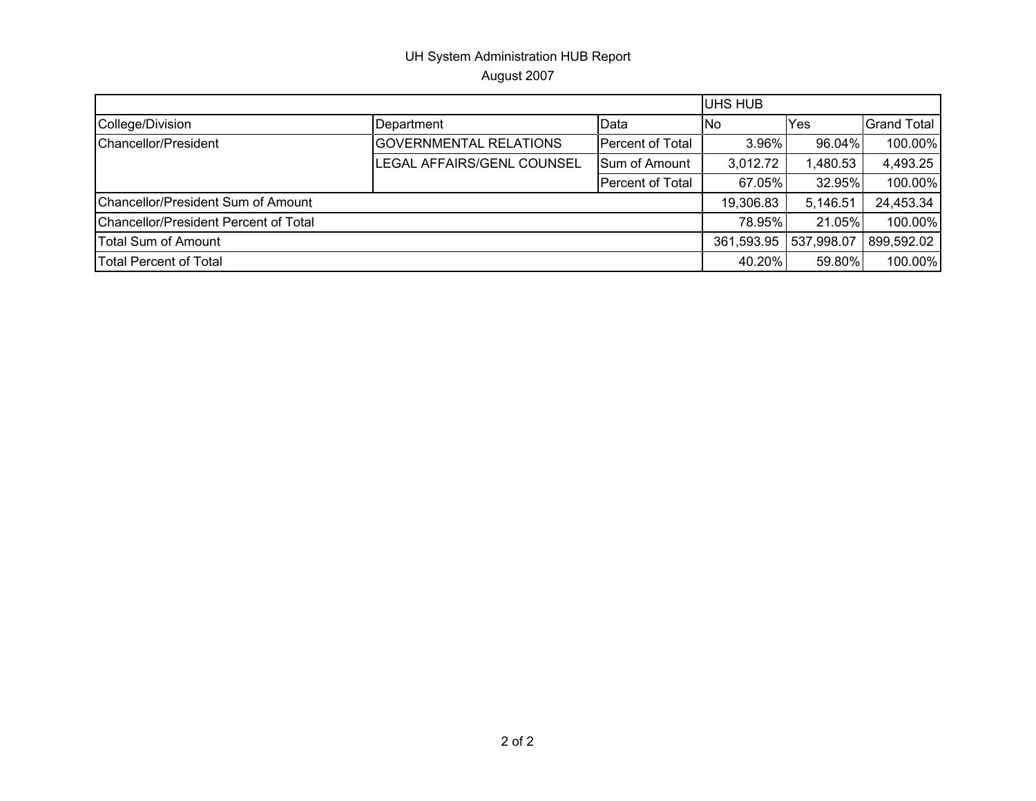UH System Administration HUB Report

August 2007

| | | | UHS HUB | | |
|---|---|---|---|---|---|
| College/Division | Department | Data | No | Yes | Grand Total |
| Chancellor/President | GOVERNMENTAL RELATIONS | Percent of Total | 3.96% | 96.04% | 100.00% |
| | LEGAL AFFAIRS/GENL COUNSEL | Sum of Amount | 3,012.72 | 1,480.53 | 4,493.25 |
| | | Percent of Total | 67.05% | 32.95% | 100.00% |
| Chancellor/President Sum of Amount | | | 19,306.83 | 5,146.51 | 24,453.34 |
| Chancellor/President Percent of Total | | | 78.95% | 21.05% | 100.00% |
| Total Sum of Amount | | | 361,593.95 | 537,998.07 | 899,592.02 |
| Total Percent of Total | | | 40.20% | 59.80% | 100.00% |